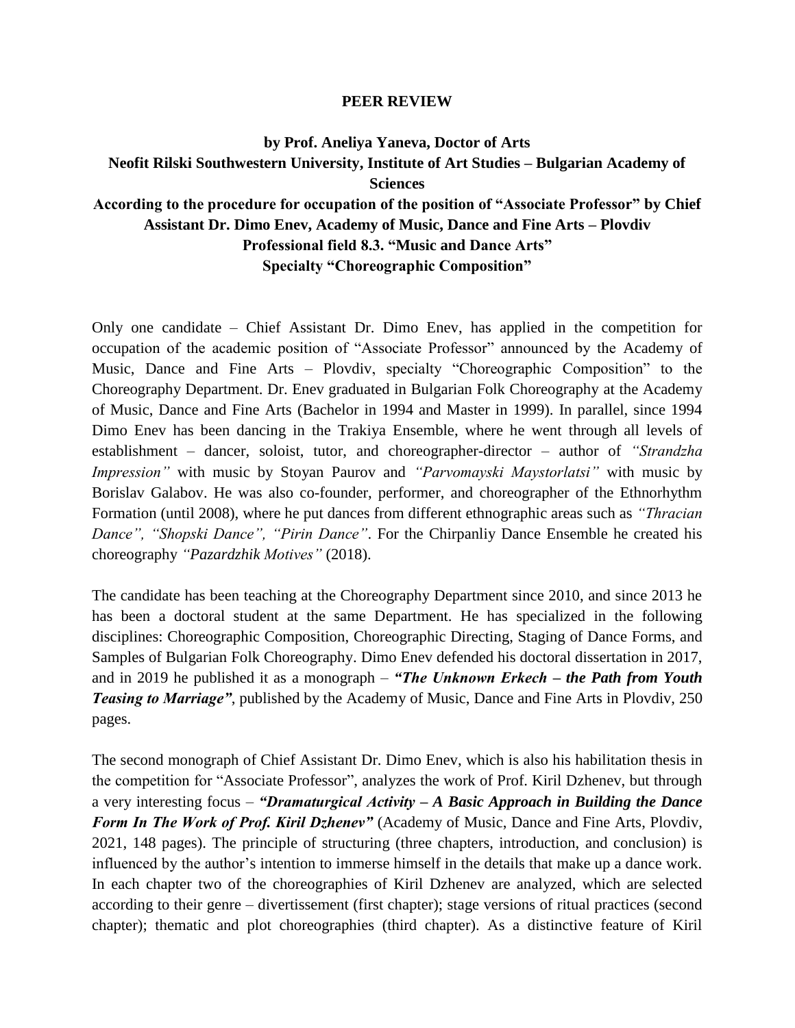# PEER REVIEW

**by Prof. Aneliya Yaneva, Doctor of Arts**
**Neofit Rilski Southwestern University, Institute of Art Studies – Bulgarian Academy of Sciences**
**According to the procedure for occupation of the position of "Associate Professor" by Chief Assistant Dr. Dimo Enev, Academy of Music, Dance and Fine Arts – Plovdiv**
**Professional field 8.3. "Music and Dance Arts"**
**Specialty "Choreographic Composition"**

Only one candidate – Chief Assistant Dr. Dimo Enev, has applied in the competition for occupation of the academic position of "Associate Professor" announced by the Academy of Music, Dance and Fine Arts – Plovdiv, specialty "Choreographic Composition" to the Choreography Department. Dr. Enev graduated in Bulgarian Folk Choreography at the Academy of Music, Dance and Fine Arts (Bachelor in 1994 and Master in 1999). In parallel, since 1994 Dimo Enev has been dancing in the Trakiya Ensemble, where he went through all levels of establishment – dancer, soloist, tutor, and choreographer-director – author of *"Strandzha Impression"* with music by Stoyan Paurov and *"Parvomayski Maystorlatsi"* with music by Borislav Galabov. He was also co-founder, performer, and choreographer of the Ethnorhythm Formation (until 2008), where he put dances from different ethnographic areas such as *"Thracian Dance", "Shopski Dance", "Pirin Dance"*. For the Chirpanliy Dance Ensemble he created his choreography *"Pazardzhik Motives"* (2018).

The candidate has been teaching at the Choreography Department since 2010, and since 2013 he has been a doctoral student at the same Department. He has specialized in the following disciplines: Choreographic Composition, Choreographic Directing, Staging of Dance Forms, and Samples of Bulgarian Folk Choreography. Dimo Enev defended his doctoral dissertation in 2017, and in 2019 he published it as a monograph – ***"The Unknown Erkech – the Path from Youth Teasing to Marriage"***, published by the Academy of Music, Dance and Fine Arts in Plovdiv, 250 pages.

The second monograph of Chief Assistant Dr. Dimo Enev, which is also his habilitation thesis in the competition for "Associate Professor", analyzes the work of Prof. Kiril Dzhenev, but through a very interesting focus – ***"Dramaturgical Activity – A Basic Approach in Building the Dance Form In The Work of Prof. Kiril Dzhenev"*** (Academy of Music, Dance and Fine Arts, Plovdiv, 2021, 148 pages). The principle of structuring (three chapters, introduction, and conclusion) is influenced by the author's intention to immerse himself in the details that make up a dance work. In each chapter two of the choreographies of Kiril Dzhenev are analyzed, which are selected according to their genre – divertissement (first chapter); stage versions of ritual practices (second chapter); thematic and plot choreographies (third chapter). As a distinctive feature of Kiril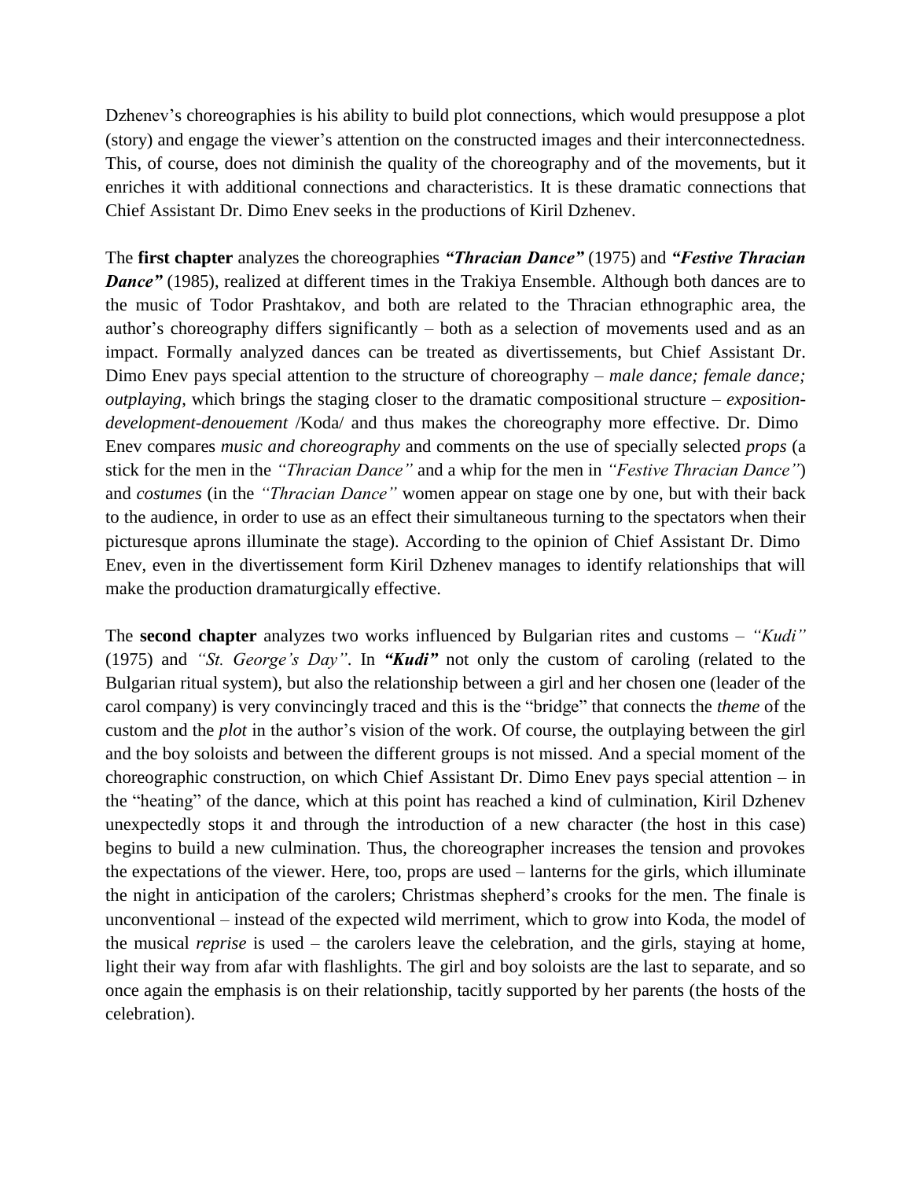Dzhenev's choreographies is his ability to build plot connections, which would presuppose a plot (story) and engage the viewer's attention on the constructed images and their interconnectedness. This, of course, does not diminish the quality of the choreography and of the movements, but it enriches it with additional connections and characteristics. It is these dramatic connections that Chief Assistant Dr. Dimo Enev seeks in the productions of Kiril Dzhenev.

The **first chapter** analyzes the choreographies ***"Thracian Dance"*** (1975) and ***"Festive Thracian Dance"*** (1985), realized at different times in the Trakiya Ensemble. Although both dances are to the music of Todor Prashtakov, and both are related to the Thracian ethnographic area, the author's choreography differs significantly – both as a selection of movements used and as an impact. Formally analyzed dances can be treated as divertissements, but Chief Assistant Dr. Dimo Enev pays special attention to the structure of choreography – *male dance; female dance; outplaying*, which brings the staging closer to the dramatic compositional structure – *exposition-development-denouement* /Koda/ and thus makes the choreography more effective. Dr. Dimo Enev compares *music and choreography* and comments on the use of specially selected *props* (a stick for the men in the *"Thracian Dance"* and a whip for the men in *"Festive Thracian Dance"*) and *costumes* (in the *"Thracian Dance"* women appear on stage one by one, but with their back to the audience, in order to use as an effect their simultaneous turning to the spectators when their picturesque aprons illuminate the stage). According to the opinion of Chief Assistant Dr. Dimo Enev, even in the divertissement form Kiril Dzhenev manages to identify relationships that will make the production dramaturgically effective.

The **second chapter** analyzes two works influenced by Bulgarian rites and customs – *"Kudi"* (1975) and *"St. George's Day"*. In ***"Kudi"*** not only the custom of caroling (related to the Bulgarian ritual system), but also the relationship between a girl and her chosen one (leader of the carol company) is very convincingly traced and this is the "bridge" that connects the *theme* of the custom and the *plot* in the author's vision of the work. Of course, the outplaying between the girl and the boy soloists and between the different groups is not missed. And a special moment of the choreographic construction, on which Chief Assistant Dr. Dimo Enev pays special attention – in the "heating" of the dance, which at this point has reached a kind of culmination, Kiril Dzhenev unexpectedly stops it and through the introduction of a new character (the host in this case) begins to build a new culmination. Thus, the choreographer increases the tension and provokes the expectations of the viewer. Here, too, props are used – lanterns for the girls, which illuminate the night in anticipation of the carolers; Christmas shepherd's crooks for the men. The finale is unconventional – instead of the expected wild merriment, which to grow into Koda, the model of the musical *reprise* is used – the carolers leave the celebration, and the girls, staying at home, light their way from afar with flashlights. The girl and boy soloists are the last to separate, and so once again the emphasis is on their relationship, tacitly supported by her parents (the hosts of the celebration).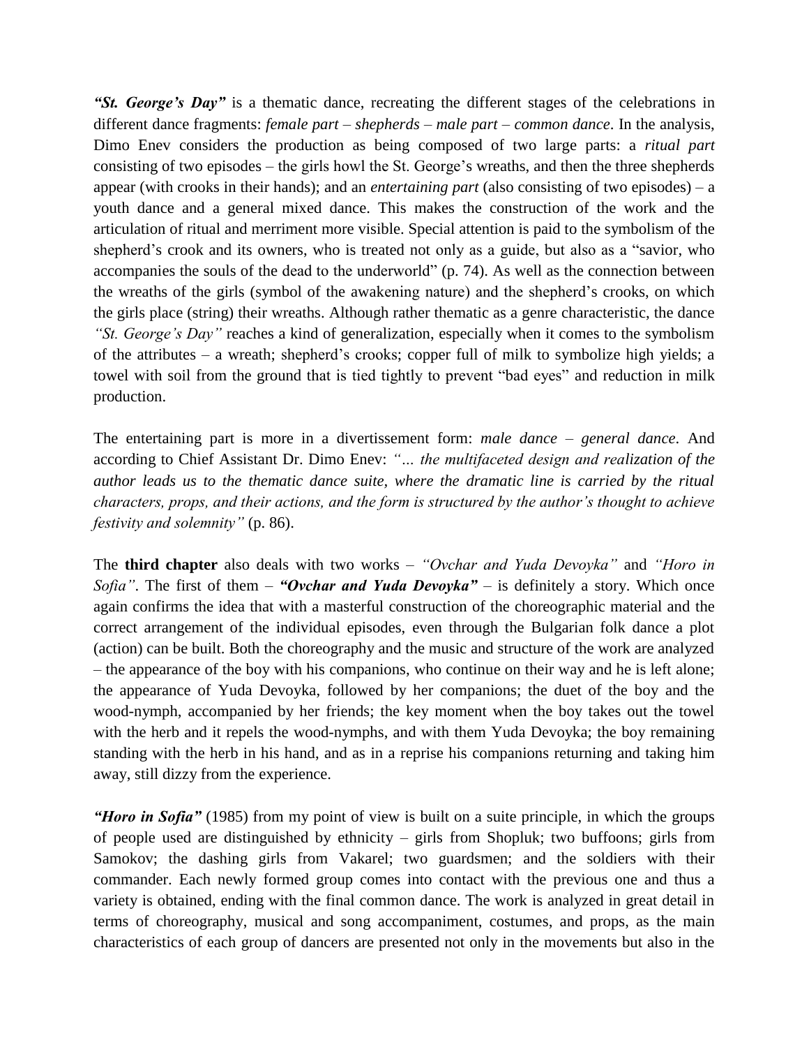***"St. George's Day"*** is a thematic dance, recreating the different stages of the celebrations in different dance fragments: *female part – shepherds – male part – common dance*. In the analysis, Dimo Enev considers the production as being composed of two large parts: a *ritual part* consisting of two episodes – the girls howl the St. George's wreaths, and then the three shepherds appear (with crooks in their hands); and an *entertaining part* (also consisting of two episodes) – a youth dance and a general mixed dance. This makes the construction of the work and the articulation of ritual and merriment more visible. Special attention is paid to the symbolism of the shepherd's crook and its owners, who is treated not only as a guide, but also as a "savior, who accompanies the souls of the dead to the underworld" (p. 74). As well as the connection between the wreaths of the girls (symbol of the awakening nature) and the shepherd's crooks, on which the girls place (string) their wreaths. Although rather thematic as a genre characteristic, the dance *"St. George's Day"* reaches a kind of generalization, especially when it comes to the symbolism of the attributes – a wreath; shepherd's crooks; copper full of milk to symbolize high yields; a towel with soil from the ground that is tied tightly to prevent "bad eyes" and reduction in milk production.

The entertaining part is more in a divertissement form: *male dance – general dance*. And according to Chief Assistant Dr. Dimo Enev: *"… the multifaceted design and realization of the author leads us to the thematic dance suite, where the dramatic line is carried by the ritual characters, props, and their actions, and the form is structured by the author's thought to achieve festivity and solemnity"* (p. 86).

The **third chapter** also deals with two works – *"Ovchar and Yuda Devoyka"* and *"Horo in Sofia"*. The first of them – ***"Ovchar and Yuda Devoyka"*** – is definitely a story. Which once again confirms the idea that with a masterful construction of the choreographic material and the correct arrangement of the individual episodes, even through the Bulgarian folk dance a plot (action) can be built. Both the choreography and the music and structure of the work are analyzed – the appearance of the boy with his companions, who continue on their way and he is left alone; the appearance of Yuda Devoyka, followed by her companions; the duet of the boy and the wood-nymph, accompanied by her friends; the key moment when the boy takes out the towel with the herb and it repels the wood-nymphs, and with them Yuda Devoyka; the boy remaining standing with the herb in his hand, and as in a reprise his companions returning and taking him away, still dizzy from the experience.

***"Horo in Sofia"*** (1985) from my point of view is built on a suite principle, in which the groups of people used are distinguished by ethnicity – girls from Shopluk; two buffoons; girls from Samokov; the dashing girls from Vakarel; two guardsmen; and the soldiers with their commander. Each newly formed group comes into contact with the previous one and thus a variety is obtained, ending with the final common dance. The work is analyzed in great detail in terms of choreography, musical and song accompaniment, costumes, and props, as the main characteristics of each group of dancers are presented not only in the movements but also in the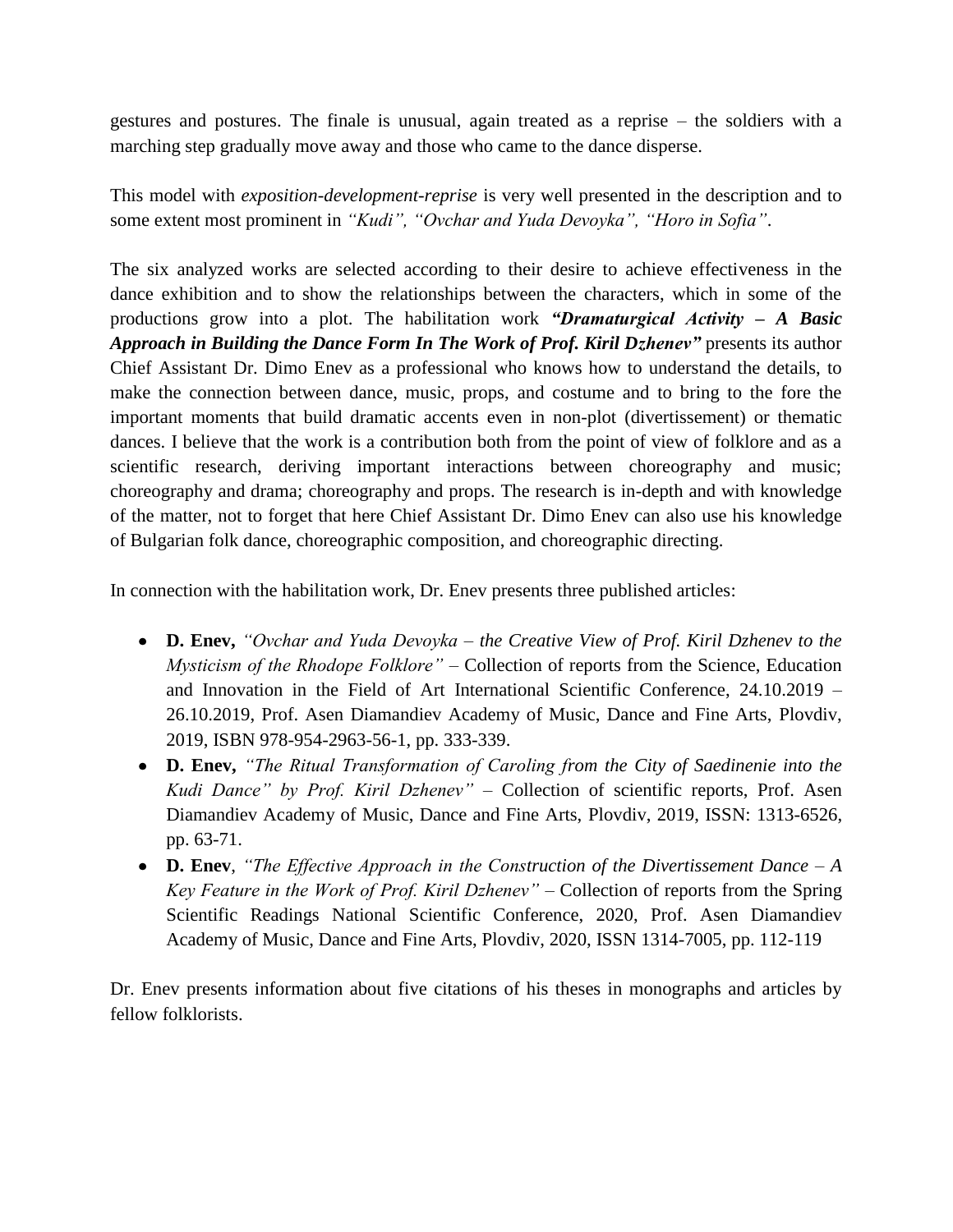gestures and postures. The finale is unusual, again treated as a reprise – the soldiers with a marching step gradually move away and those who came to the dance disperse.

This model with *exposition-development-reprise* is very well presented in the description and to some extent most prominent in *"Kudi", "Ovchar and Yuda Devoyka", "Horo in Sofia"*.

The six analyzed works are selected according to their desire to achieve effectiveness in the dance exhibition and to show the relationships between the characters, which in some of the productions grow into a plot. The habilitation work ***"Dramaturgical Activity – A Basic Approach in Building the Dance Form In The Work of Prof. Kiril Dzhenev"*** presents its author Chief Assistant Dr. Dimo Enev as a professional who knows how to understand the details, to make the connection between dance, music, props, and costume and to bring to the fore the important moments that build dramatic accents even in non-plot (divertissement) or thematic dances. I believe that the work is a contribution both from the point of view of folklore and as a scientific research, deriving important interactions between choreography and music; choreography and drama; choreography and props. The research is in-depth and with knowledge of the matter, not to forget that here Chief Assistant Dr. Dimo Enev can also use his knowledge of Bulgarian folk dance, choreographic composition, and choreographic directing.

In connection with the habilitation work, Dr. Enev presents three published articles:

- **D. Enev,** *"Ovchar and Yuda Devoyka – the Creative View of Prof. Kiril Dzhenev to the Mysticism of the Rhodope Folklore"* – Collection of reports from the Science, Education and Innovation in the Field of Art International Scientific Conference, 24.10.2019 – 26.10.2019, Prof. Asen Diamandiev Academy of Music, Dance and Fine Arts, Plovdiv, 2019, ISBN 978-954-2963-56-1, pp. 333-339.
- **D. Enev,** *"The Ritual Transformation of Caroling from the City of Saedinenie into the Kudi Dance" by Prof. Kiril Dzhenev"* – Collection of scientific reports, Prof. Asen Diamandiev Academy of Music, Dance and Fine Arts, Plovdiv, 2019, ISSN: 1313-6526, pp. 63-71.
- **D. Enev**, *"The Effective Approach in the Construction of the Divertissement Dance – A Key Feature in the Work of Prof. Kiril Dzhenev"* – Collection of reports from the Spring Scientific Readings National Scientific Conference, 2020, Prof. Asen Diamandiev Academy of Music, Dance and Fine Arts, Plovdiv, 2020, ISSN 1314-7005, pp. 112-119

Dr. Enev presents information about five citations of his theses in monographs and articles by fellow folklorists.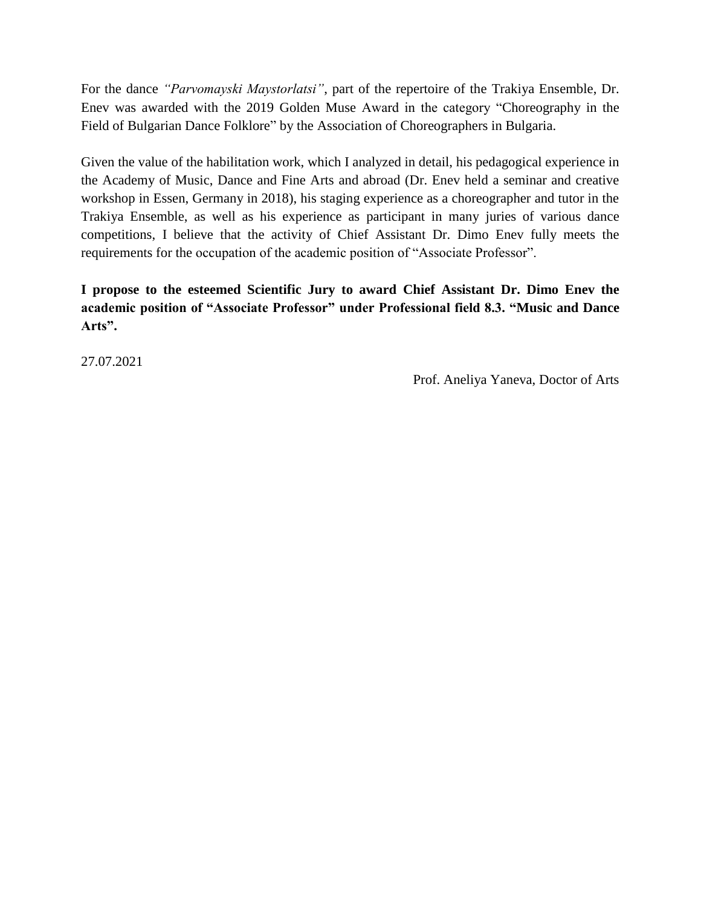For the dance *“Parvomayski Maystorlatsi”*, part of the repertoire of the Trakiya Ensemble, Dr. Enev was awarded with the 2019 Golden Muse Award in the category “Choreography in the Field of Bulgarian Dance Folklore” by the Association of Choreographers in Bulgaria.

Given the value of the habilitation work, which I analyzed in detail, his pedagogical experience in the Academy of Music, Dance and Fine Arts and abroad (Dr. Enev held a seminar and creative workshop in Essen, Germany in 2018), his staging experience as a choreographer and tutor in the Trakiya Ensemble, as well as his experience as participant in many juries of various dance competitions, I believe that the activity of Chief Assistant Dr. Dimo Enev fully meets the requirements for the occupation of the academic position of “Associate Professor”.

**I propose to the esteemed Scientific Jury to award Chief Assistant Dr. Dimo Enev the academic position of “Associate Professor” under Professional field 8.3. “Music and Dance Arts”.**

27.07.2021

Prof. Aneliya Yaneva, Doctor of Arts